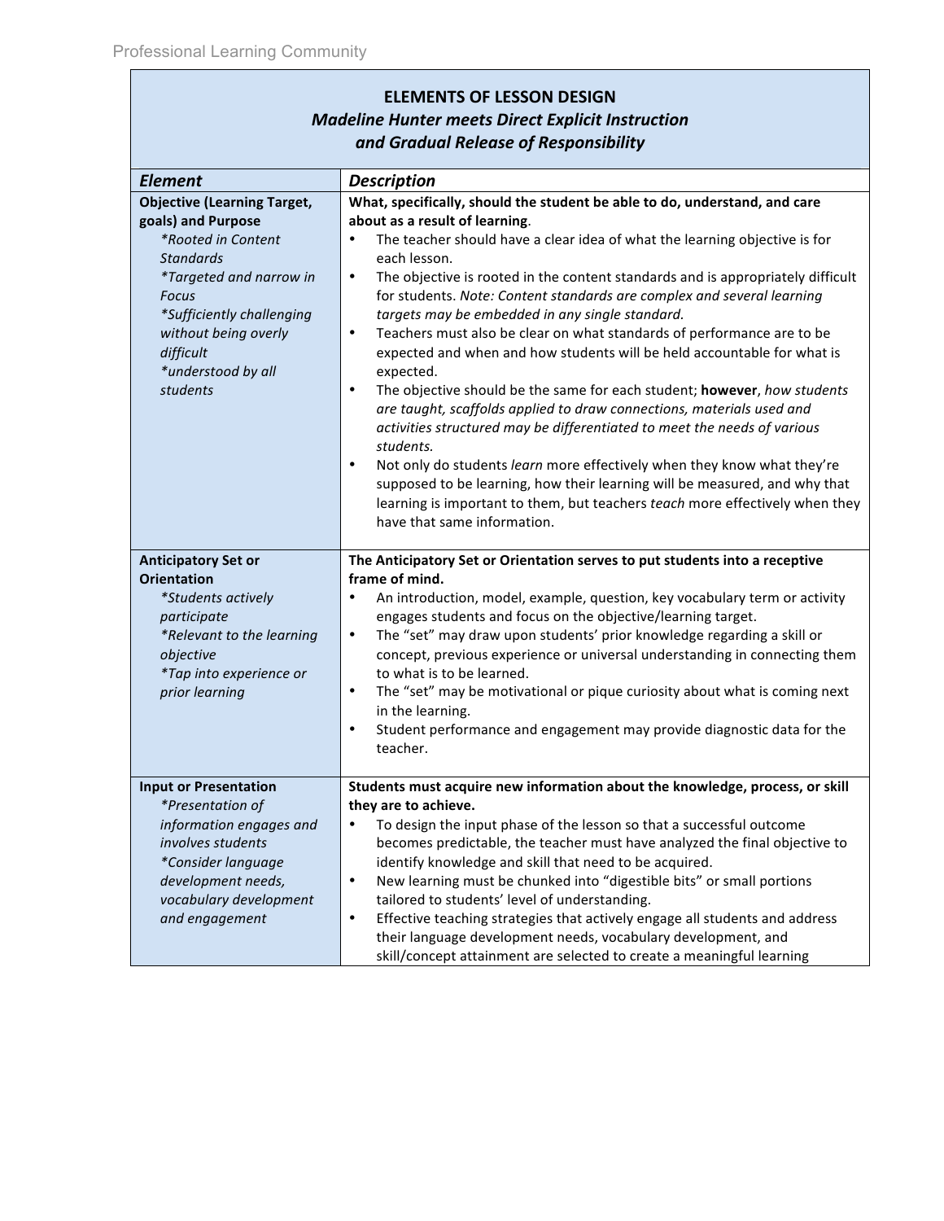## ELEMENTS OF LESSON DESIGN
### *Madeline Hunter meets Direct Explicit Instruction and Gradual Release of Responsibility*

| *Element* | *Description* |
|---|---|
| **Objective (Learning Target, goals) and Purpose**<br>*\*Rooted in Content Standards*<br>*\*Targeted and narrow in Focus*<br>*\*Sufficiently challenging without being overly difficult*<br>*\*understood by all students* | **What, specifically, should the student be able to do, understand, and care about as a result of learning**.<br>• The teacher should have a clear idea of what the learning objective is for each lesson.<br>• The objective is rooted in the content standards and is appropriately difficult for students. *Note: Content standards are complex and several learning targets may be embedded in any single standard.*<br>• Teachers must also be clear on what standards of performance are to be expected and when and how students will be held accountable for what is expected.<br>• The objective should be the same for each student; **however**, *how students are taught, scaffolds applied to draw connections, materials used and activities structured may be differentiated to meet the needs of various students.*<br>• Not only do students *learn* more effectively when they know what they're supposed to be learning, how their learning will be measured, and why that learning is important to them, but teachers *teach* more effectively when they have that same information. |
| **Anticipatory Set or Orientation**<br>*\*Students actively participate*<br>*\*Relevant to the learning objective*<br>*\*Tap into experience or prior learning* | **The Anticipatory Set or Orientation serves to put students into a receptive frame of mind.**<br>• An introduction, model, example, question, key vocabulary term or activity engages students and focus on the objective/learning target.<br>• The "set" may draw upon students' prior knowledge regarding a skill or concept, previous experience or universal understanding in connecting them to what is to be learned.<br>• The "set" may be motivational or pique curiosity about what is coming next in the learning.<br>• Student performance and engagement may provide diagnostic data for the teacher. |
| **Input or Presentation**<br>*\*Presentation of information engages and involves students*<br>*\*Consider language development needs, vocabulary development and engagement* | **Students must acquire new information about the knowledge, process, or skill they are to achieve.**<br>• To design the input phase of the lesson so that a successful outcome becomes predictable, the teacher must have analyzed the final objective to identify knowledge and skill that need to be acquired.<br>• New learning must be chunked into "digestible bits" or small portions tailored to students' level of understanding.<br>• Effective teaching strategies that actively engage all students and address their language development needs, vocabulary development, and skill/concept attainment are selected to create a meaningful learning |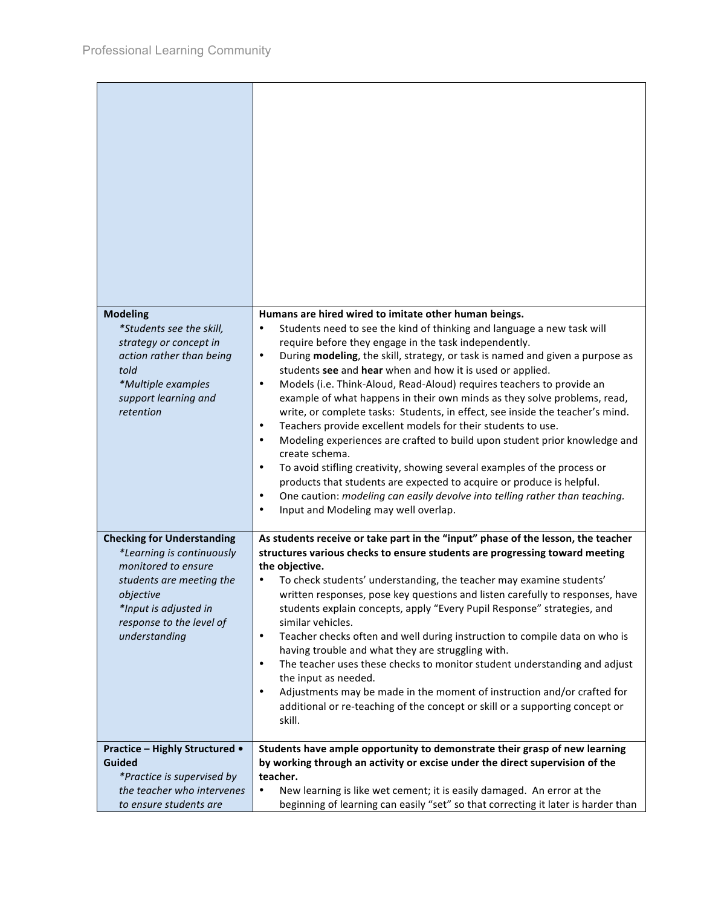| | |
|---|---|
| | |
| **Modeling**<br>*\*Students see the skill, strategy or concept in action rather than being told*<br>*\*Multiple examples support learning and retention* | **Humans are hired wired to imitate other human beings.**<br>• Students need to see the kind of thinking and language a new task will require before they engage in the task independently.<br>• During **modeling**, the skill, strategy, or task is named and given a purpose as students **see** and **hear** when and how it is used or applied.<br>• Models (i.e. Think-Aloud, Read-Aloud) requires teachers to provide an example of what happens in their own minds as they solve problems, read, write, or complete tasks: Students, in effect, see inside the teacher's mind.<br>• Teachers provide excellent models for their students to use.<br>• Modeling experiences are crafted to build upon student prior knowledge and create schema.<br>• To avoid stifling creativity, showing several examples of the process or products that students are expected to acquire or produce is helpful.<br>• One caution: *modeling can easily devolve into telling rather than teaching.*<br>• Input and Modeling may well overlap. |
| **Checking for Understanding**<br>*\*Learning is continuously monitored to ensure students are meeting the objective*<br>*\*Input is adjusted in response to the level of understanding* | **As students receive or take part in the "input" phase of the lesson, the teacher structures various checks to ensure students are progressing toward meeting the objective.**<br>• To check students' understanding, the teacher may examine students' written responses, pose key questions and listen carefully to responses, have students explain concepts, apply "Every Pupil Response" strategies, and similar vehicles.<br>• Teacher checks often and well during instruction to compile data on who is having trouble and what they are struggling with.<br>• The teacher uses these checks to monitor student understanding and adjust the input as needed.<br>• Adjustments may be made in the moment of instruction and/or crafted for additional or re-teaching of the concept or skill or a supporting concept or skill. |
| **Practice – Highly Structured • Guided**<br>*\*Practice is supervised by the teacher who intervenes to ensure students are* | **Students have ample opportunity to demonstrate their grasp of new learning by working through an activity or excise under the direct supervision of the teacher.**<br>• New learning is like wet cement; it is easily damaged. An error at the beginning of learning can easily "set" so that correcting it later is harder than |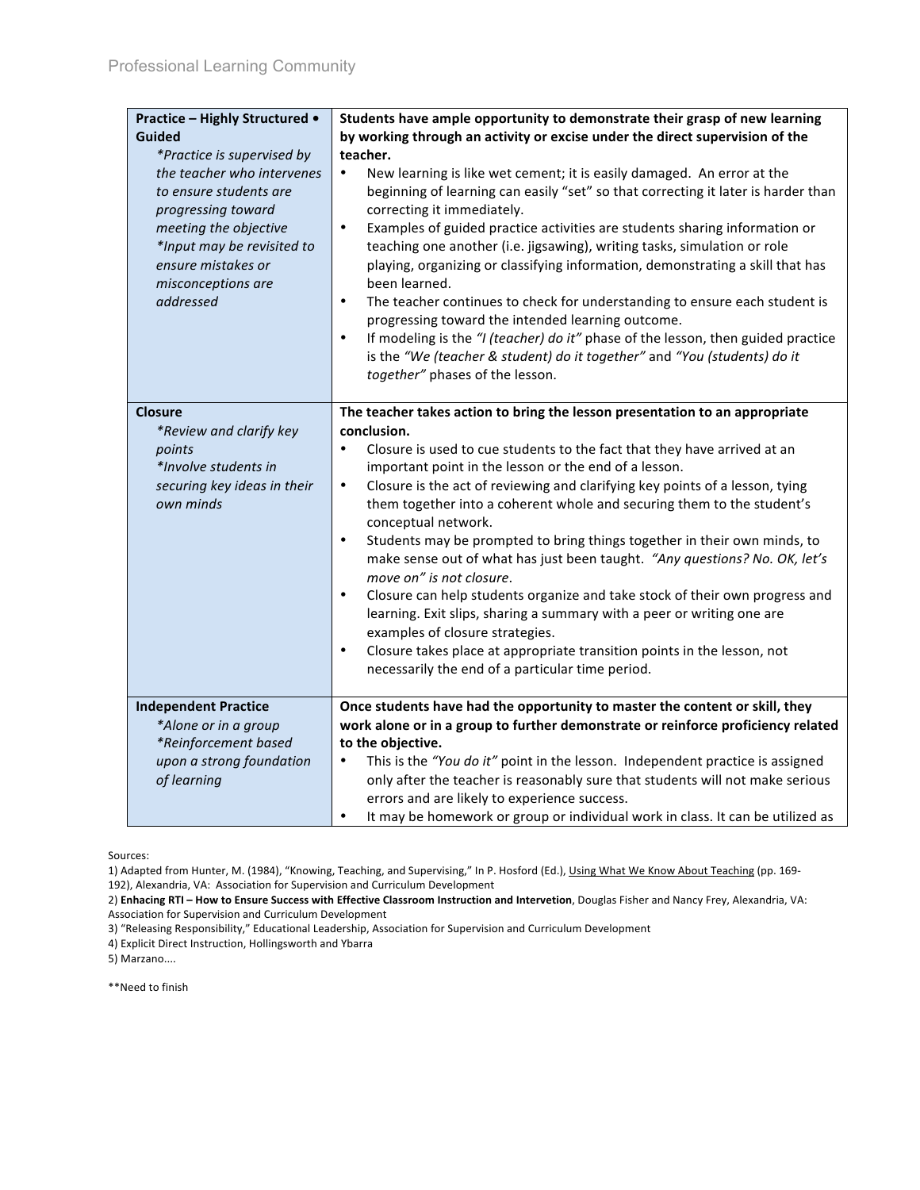| | |
|---|---|
| **Practice – Highly Structured • Guided**<br>*\*Practice is supervised by the teacher who intervenes to ensure students are progressing toward meeting the objective*<br>*\*Input may be revisited to ensure mistakes or misconceptions are addressed* | **Students have ample opportunity to demonstrate their grasp of new learning by working through an activity or excise under the direct supervision of the teacher.**<br>• New learning is like wet cement; it is easily damaged. An error at the beginning of learning can easily "set" so that correcting it later is harder than correcting it immediately.<br>• Examples of guided practice activities are students sharing information or teaching one another (i.e. jigsawing), writing tasks, simulation or role playing, organizing or classifying information, demonstrating a skill that has been learned.<br>• The teacher continues to check for understanding to ensure each student is progressing toward the intended learning outcome.<br>• If modeling is the *"I (teacher) do it"* phase of the lesson, then guided practice is the *"We (teacher & student) do it together"* and *"You (students) do it together"* phases of the lesson. |
| **Closure**<br>*\*Review and clarify key points*<br>*\*Involve students in securing key ideas in their own minds* | **The teacher takes action to bring the lesson presentation to an appropriate conclusion.**<br>• Closure is used to cue students to the fact that they have arrived at an important point in the lesson or the end of a lesson.<br>• Closure is the act of reviewing and clarifying key points of a lesson, tying them together into a coherent whole and securing them to the student's conceptual network.<br>• Students may be prompted to bring things together in their own minds, to make sense out of what has just been taught. *"Any questions? No. OK, let's move on" is not closure*.<br>• Closure can help students organize and take stock of their own progress and learning. Exit slips, sharing a summary with a peer or writing one are examples of closure strategies.<br>• Closure takes place at appropriate transition points in the lesson, not necessarily the end of a particular time period. |
| **Independent Practice**<br>*\*Alone or in a group*<br>*\*Reinforcement based upon a strong foundation of learning* | **Once students have had the opportunity to master the content or skill, they work alone or in a group to further demonstrate or reinforce proficiency related to the objective.**<br>• This is the *"You do it"* point in the lesson. Independent practice is assigned only after the teacher is reasonably sure that students will not make serious errors and are likely to experience success.<br>• It may be homework or group or individual work in class. It can be utilized as |

Sources:

1) Adapted from Hunter, M. (1984), "Knowing, Teaching, and Supervising," In P. Hosford (Ed.), Using What We Know About Teaching (pp. 169-192), Alexandria, VA: Association for Supervision and Curriculum Development

2) **Enhacing RTI – How to Ensure Success with Effective Classroom Instruction and Intervetion**, Douglas Fisher and Nancy Frey, Alexandria, VA: Association for Supervision and Curriculum Development

3) "Releasing Responsibility," Educational Leadership, Association for Supervision and Curriculum Development

4) Explicit Direct Instruction, Hollingsworth and Ybarra

5) Marzano....

**Need to finish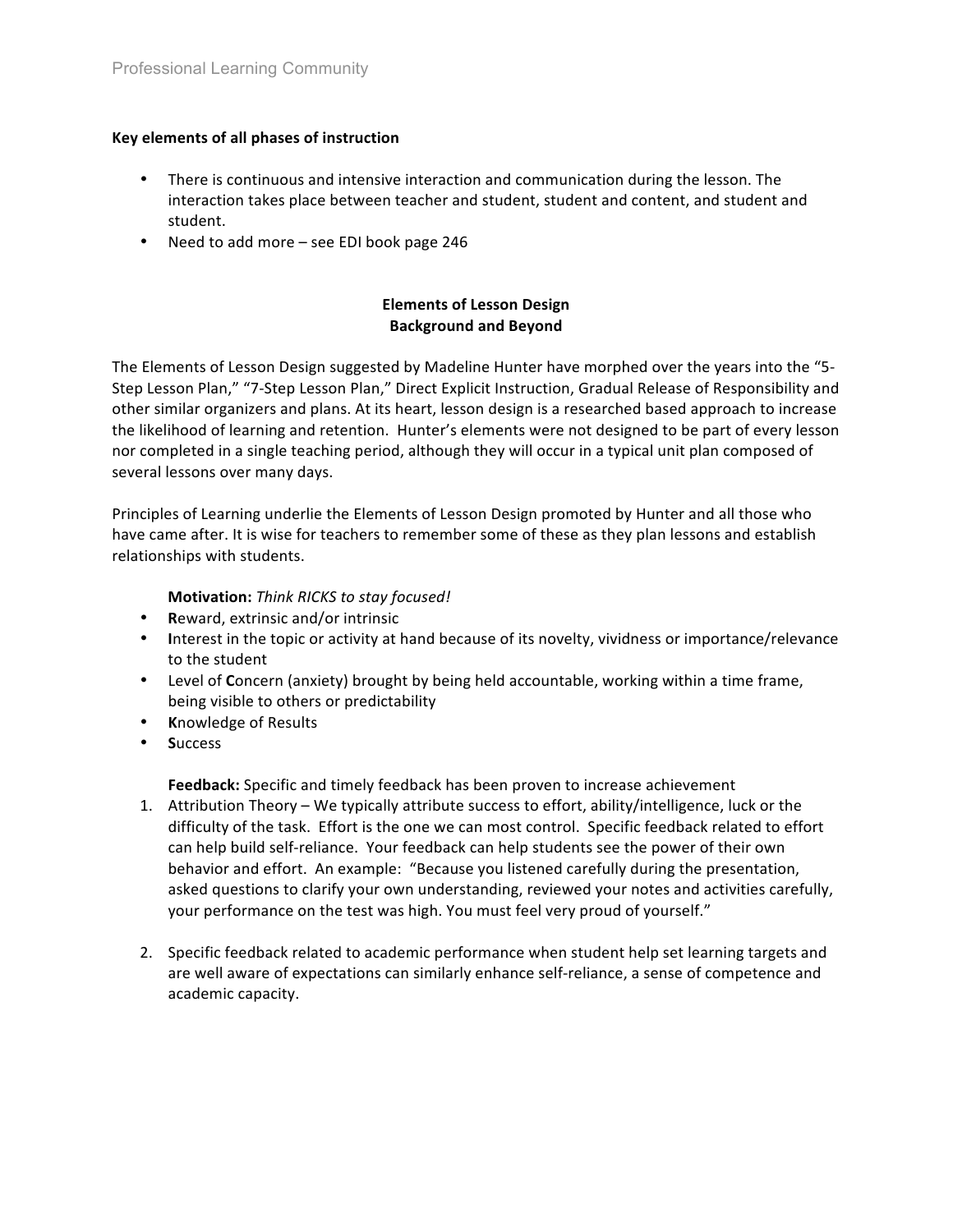**Key elements of all phases of instruction**

- There is continuous and intensive interaction and communication during the lesson. The interaction takes place between teacher and student, student and content, and student and student.
- Need to add more – see EDI book page 246

## Elements of Lesson Design
## Background and Beyond

The Elements of Lesson Design suggested by Madeline Hunter have morphed over the years into the "5-Step Lesson Plan," "7-Step Lesson Plan," Direct Explicit Instruction, Gradual Release of Responsibility and other similar organizers and plans. At its heart, lesson design is a researched based approach to increase the likelihood of learning and retention. Hunter's elements were not designed to be part of every lesson nor completed in a single teaching period, although they will occur in a typical unit plan composed of several lessons over many days.

Principles of Learning underlie the Elements of Lesson Design promoted by Hunter and all those who have came after. It is wise for teachers to remember some of these as they plan lessons and establish relationships with students.

**Motivation:** *Think RICKS to stay focused!*

- **R**eward, extrinsic and/or intrinsic
- **I**nterest in the topic or activity at hand because of its novelty, vividness or importance/relevance to the student
- Level of **C**oncern (anxiety) brought by being held accountable, working within a time frame, being visible to others or predictability
- **K**nowledge of Results
- **S**uccess

**Feedback:** Specific and timely feedback has been proven to increase achievement

1. Attribution Theory – We typically attribute success to effort, ability/intelligence, luck or the difficulty of the task. Effort is the one we can most control. Specific feedback related to effort can help build self-reliance. Your feedback can help students see the power of their own behavior and effort. An example: "Because you listened carefully during the presentation, asked questions to clarify your own understanding, reviewed your notes and activities carefully, your performance on the test was high. You must feel very proud of yourself."

2. Specific feedback related to academic performance when student help set learning targets and are well aware of expectations can similarly enhance self-reliance, a sense of competence and academic capacity.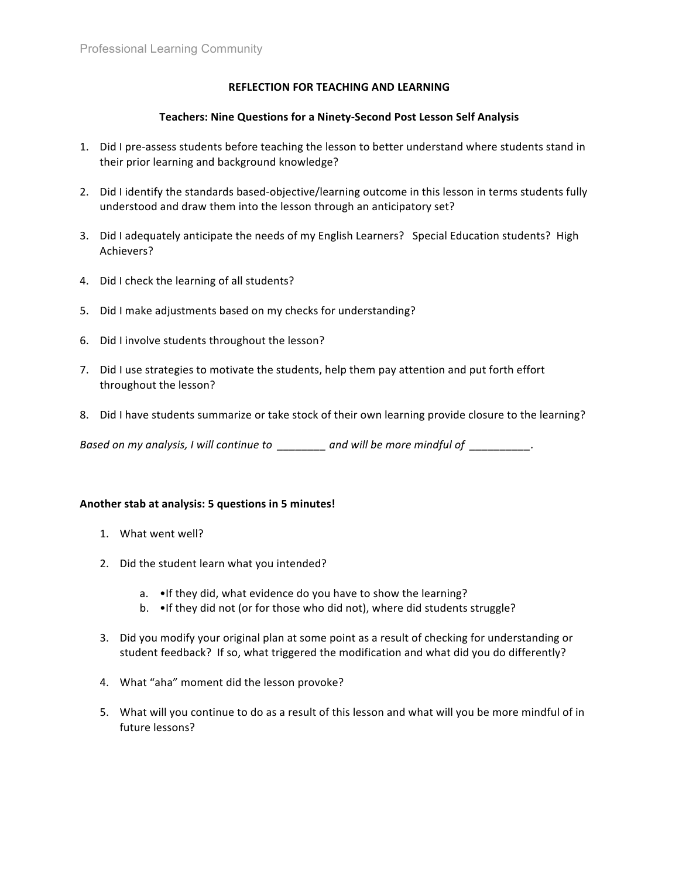**REFLECTION FOR TEACHING AND LEARNING**

**Teachers: Nine Questions for a Ninety-Second Post Lesson Self Analysis**

1. Did I pre-assess students before teaching the lesson to better understand where students stand in their prior learning and background knowledge?

2. Did I identify the standards based-objective/learning outcome in this lesson in terms students fully understood and draw them into the lesson through an anticipatory set?

3. Did I adequately anticipate the needs of my English Learners? Special Education students? High Achievers?

4. Did I check the learning of all students?

5. Did I make adjustments based on my checks for understanding?

6. Did I involve students throughout the lesson?

7. Did I use strategies to motivate the students, help them pay attention and put forth effort throughout the lesson?

8. Did I have students summarize or take stock of their own learning provide closure to the learning?

*Based on my analysis, I will continue to ________ and will be more mindful of __________.*

**Another stab at analysis: 5 questions in 5 minutes!**

1. What went well?

2. Did the student learn what you intended?

   a. •If they did, what evidence do you have to show the learning?
   b. •If they did not (or for those who did not), where did students struggle?

3. Did you modify your original plan at some point as a result of checking for understanding or student feedback? If so, what triggered the modification and what did you do differently?

4. What "aha" moment did the lesson provoke?

5. What will you continue to do as a result of this lesson and what will you be more mindful of in future lessons?